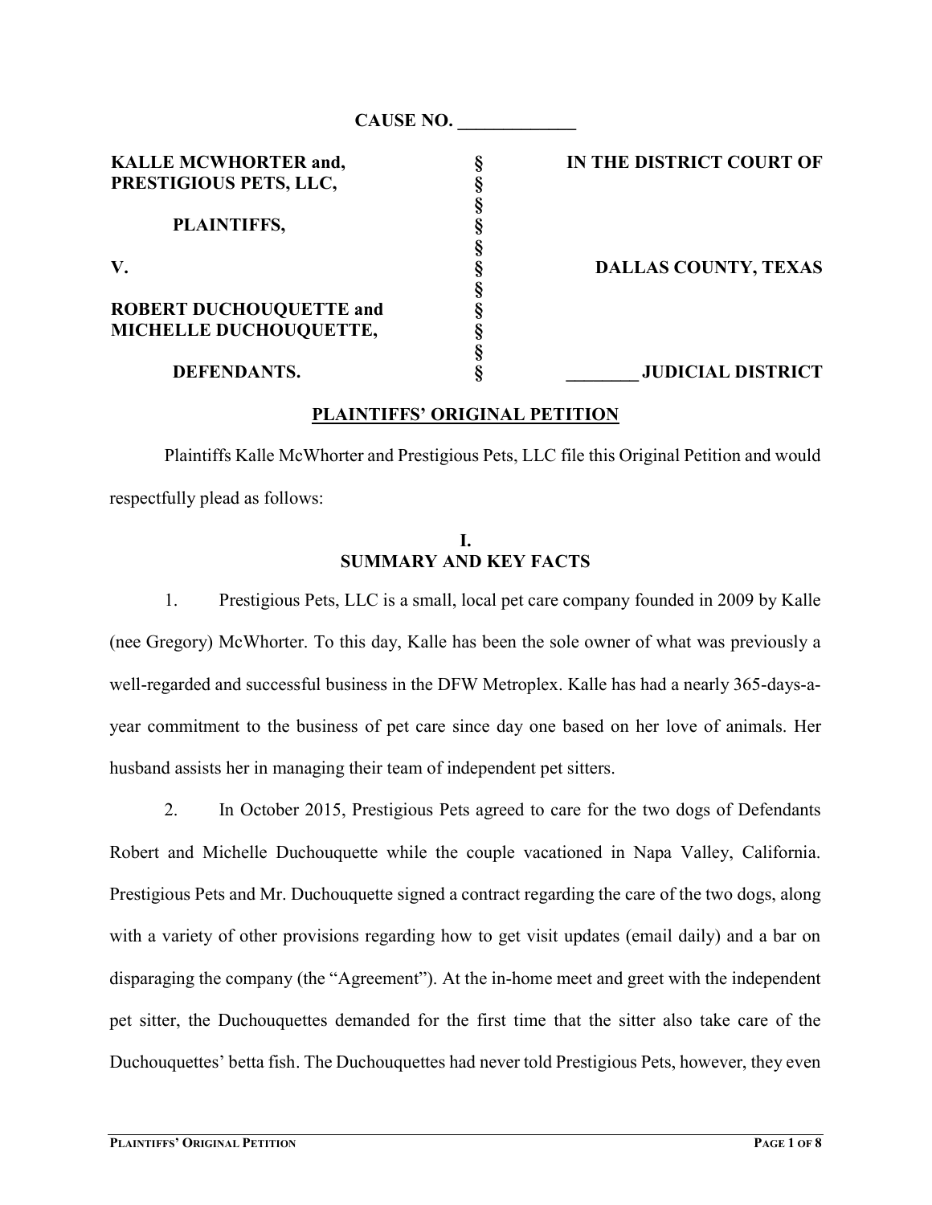**CAUSE NO. _____________**

| | | |
|---|---|---|
| **KALLE MCWHORTER and, PRESTIGIOUS PETS, LLC,** | § | **IN THE DISTRICT COURT OF** |
| | § | |
| **PLAINTIFFS,** | § | |
| | § | |
| **V.** | § | **DALLAS COUNTY, TEXAS** |
| | § | |
| **ROBERT DUCHOUQUETTE and MICHELLE DUCHOUQUETTE,** | § | |
| | § | |
| **DEFENDANTS.** | § | **________ JUDICIAL DISTRICT** |

## PLAINTIFFS' ORIGINAL PETITION

Plaintiffs Kalle McWhorter and Prestigious Pets, LLC file this Original Petition and would respectfully plead as follows:

## I. SUMMARY AND KEY FACTS

1. Prestigious Pets, LLC is a small, local pet care company founded in 2009 by Kalle (nee Gregory) McWhorter. To this day, Kalle has been the sole owner of what was previously a well-regarded and successful business in the DFW Metroplex. Kalle has had a nearly 365-days-a-year commitment to the business of pet care since day one based on her love of animals. Her husband assists her in managing their team of independent pet sitters.

2. In October 2015, Prestigious Pets agreed to care for the two dogs of Defendants Robert and Michelle Duchouquette while the couple vacationed in Napa Valley, California. Prestigious Pets and Mr. Duchouquette signed a contract regarding the care of the two dogs, along with a variety of other provisions regarding how to get visit updates (email daily) and a bar on disparaging the company (the "Agreement"). At the in-home meet and greet with the independent pet sitter, the Duchouquettes demanded for the first time that the sitter also take care of the Duchouquettes' betta fish. The Duchouquettes had never told Prestigious Pets, however, they even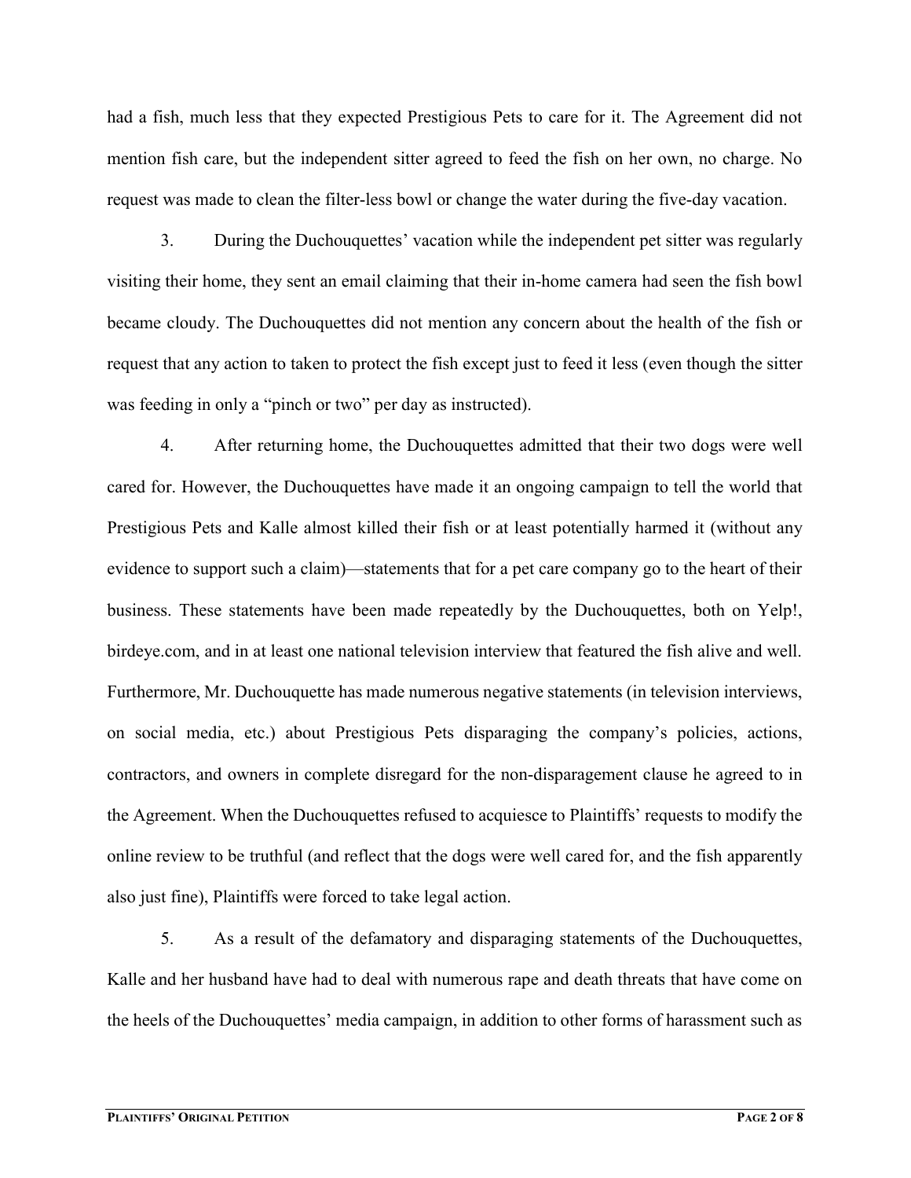had a fish, much less that they expected Prestigious Pets to care for it. The Agreement did not mention fish care, but the independent sitter agreed to feed the fish on her own, no charge. No request was made to clean the filter-less bowl or change the water during the five-day vacation.

3. During the Duchouquettes' vacation while the independent pet sitter was regularly visiting their home, they sent an email claiming that their in-home camera had seen the fish bowl became cloudy. The Duchouquettes did not mention any concern about the health of the fish or request that any action to taken to protect the fish except just to feed it less (even though the sitter was feeding in only a "pinch or two" per day as instructed).

4. After returning home, the Duchouquettes admitted that their two dogs were well cared for. However, the Duchouquettes have made it an ongoing campaign to tell the world that Prestigious Pets and Kalle almost killed their fish or at least potentially harmed it (without any evidence to support such a claim)—statements that for a pet care company go to the heart of their business. These statements have been made repeatedly by the Duchouquettes, both on Yelp!, birdeye.com, and in at least one national television interview that featured the fish alive and well. Furthermore, Mr. Duchouquette has made numerous negative statements (in television interviews, on social media, etc.) about Prestigious Pets disparaging the company's policies, actions, contractors, and owners in complete disregard for the non-disparagement clause he agreed to in the Agreement. When the Duchouquettes refused to acquiesce to Plaintiffs' requests to modify the online review to be truthful (and reflect that the dogs were well cared for, and the fish apparently also just fine), Plaintiffs were forced to take legal action.

5. As a result of the defamatory and disparaging statements of the Duchouquettes, Kalle and her husband have had to deal with numerous rape and death threats that have come on the heels of the Duchouquettes' media campaign, in addition to other forms of harassment such as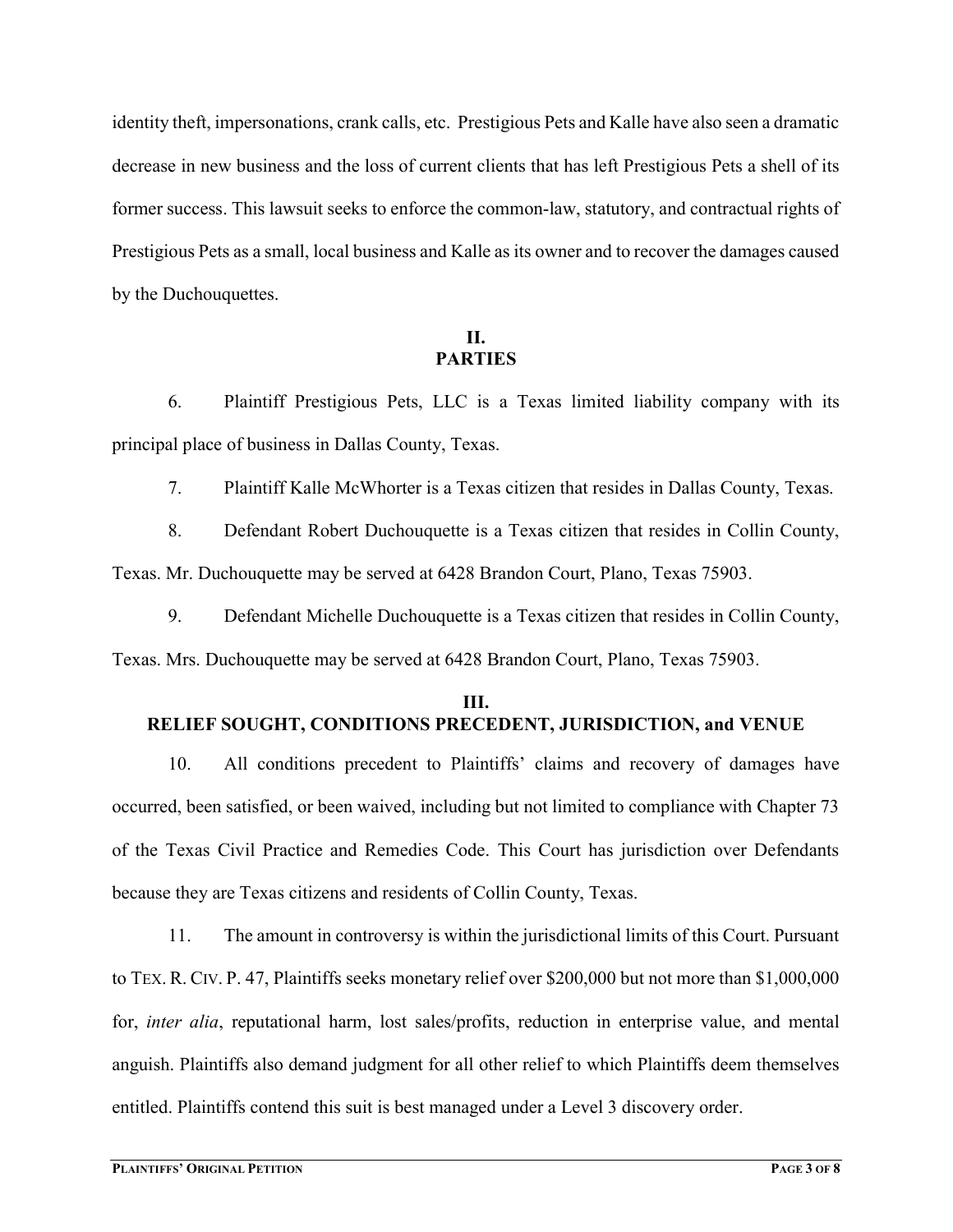identity theft, impersonations, crank calls, etc. Prestigious Pets and Kalle have also seen a dramatic decrease in new business and the loss of current clients that has left Prestigious Pets a shell of its former success. This lawsuit seeks to enforce the common-law, statutory, and contractual rights of Prestigious Pets as a small, local business and Kalle as its owner and to recover the damages caused by the Duchouquettes.

## II.
## PARTIES

6. Plaintiff Prestigious Pets, LLC is a Texas limited liability company with its principal place of business in Dallas County, Texas.

7. Plaintiff Kalle McWhorter is a Texas citizen that resides in Dallas County, Texas.

8. Defendant Robert Duchouquette is a Texas citizen that resides in Collin County, Texas. Mr. Duchouquette may be served at 6428 Brandon Court, Plano, Texas 75903.

9. Defendant Michelle Duchouquette is a Texas citizen that resides in Collin County, Texas. Mrs. Duchouquette may be served at 6428 Brandon Court, Plano, Texas 75903.

## III.
## RELIEF SOUGHT, CONDITIONS PRECEDENT, JURISDICTION, and VENUE

10. All conditions precedent to Plaintiffs' claims and recovery of damages have occurred, been satisfied, or been waived, including but not limited to compliance with Chapter 73 of the Texas Civil Practice and Remedies Code. This Court has jurisdiction over Defendants because they are Texas citizens and residents of Collin County, Texas.

11. The amount in controversy is within the jurisdictional limits of this Court. Pursuant to TEX. R. CIV. P. 47, Plaintiffs seeks monetary relief over \$200,000 but not more than \$1,000,000 for, *inter alia*, reputational harm, lost sales/profits, reduction in enterprise value, and mental anguish. Plaintiffs also demand judgment for all other relief to which Plaintiffs deem themselves entitled. Plaintiffs contend this suit is best managed under a Level 3 discovery order.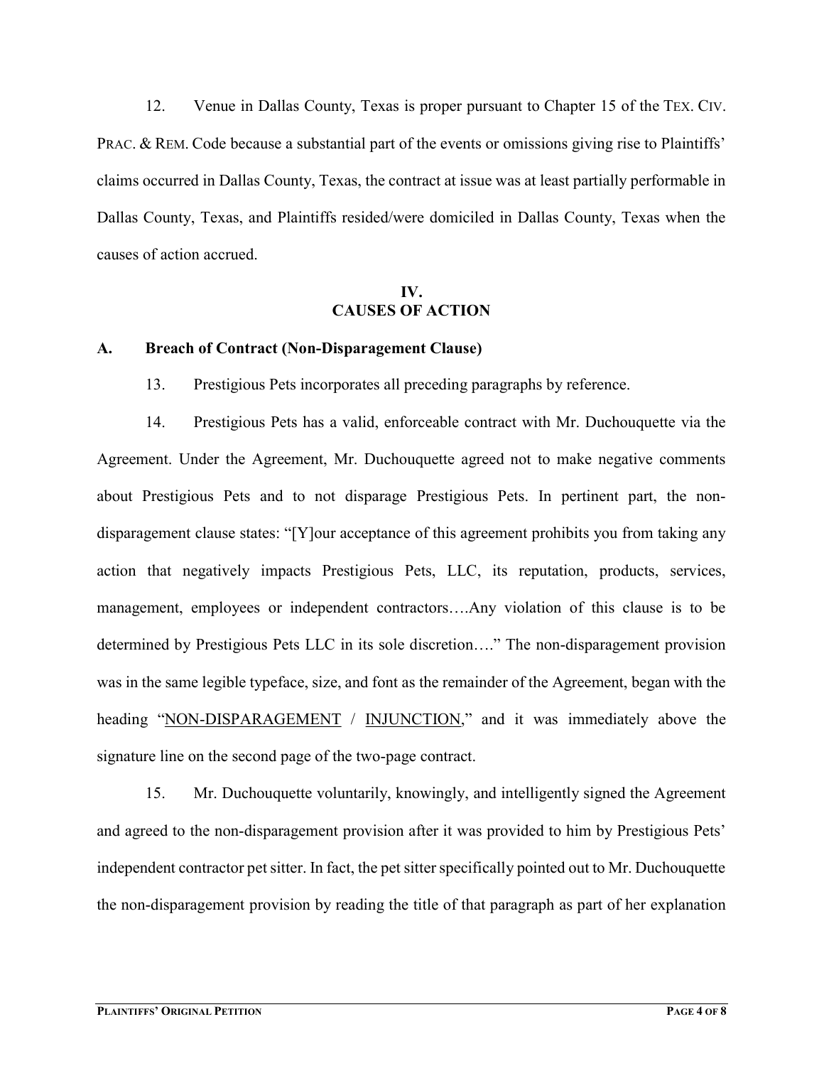12. Venue in Dallas County, Texas is proper pursuant to Chapter 15 of the TEX. CIV. PRAC. & REM. Code because a substantial part of the events or omissions giving rise to Plaintiffs' claims occurred in Dallas County, Texas, the contract at issue was at least partially performable in Dallas County, Texas, and Plaintiffs resided/were domiciled in Dallas County, Texas when the causes of action accrued.

## IV. CAUSES OF ACTION

### A. Breach of Contract (Non-Disparagement Clause)

13. Prestigious Pets incorporates all preceding paragraphs by reference.

14. Prestigious Pets has a valid, enforceable contract with Mr. Duchouquette via the Agreement. Under the Agreement, Mr. Duchouquette agreed not to make negative comments about Prestigious Pets and to not disparage Prestigious Pets. In pertinent part, the non-disparagement clause states: "[Y]our acceptance of this agreement prohibits you from taking any action that negatively impacts Prestigious Pets, LLC, its reputation, products, services, management, employees or independent contractors….Any violation of this clause is to be determined by Prestigious Pets LLC in its sole discretion…." The non-disparagement provision was in the same legible typeface, size, and font as the remainder of the Agreement, began with the heading "NON-DISPARAGEMENT / INJUNCTION," and it was immediately above the signature line on the second page of the two-page contract.

15. Mr. Duchouquette voluntarily, knowingly, and intelligently signed the Agreement and agreed to the non-disparagement provision after it was provided to him by Prestigious Pets' independent contractor pet sitter. In fact, the pet sitter specifically pointed out to Mr. Duchouquette the non-disparagement provision by reading the title of that paragraph as part of her explanation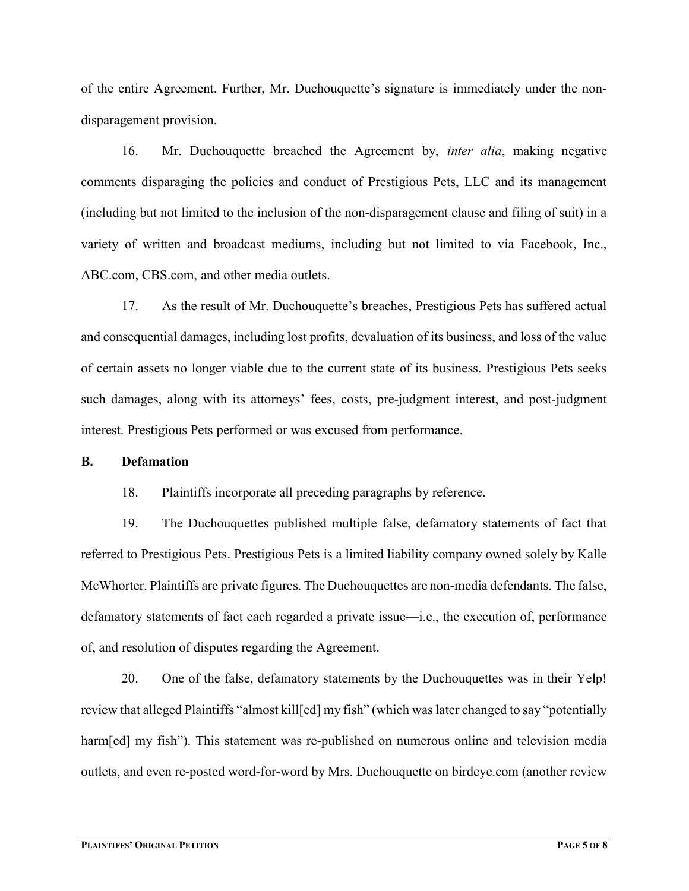of the entire Agreement. Further, Mr. Duchouquette's signature is immediately under the non-disparagement provision.

16. Mr. Duchouquette breached the Agreement by, *inter alia*, making negative comments disparaging the policies and conduct of Prestigious Pets, LLC and its management (including but not limited to the inclusion of the non-disparagement clause and filing of suit) in a variety of written and broadcast mediums, including but not limited to via Facebook, Inc., ABC.com, CBS.com, and other media outlets.

17. As the result of Mr. Duchouquette's breaches, Prestigious Pets has suffered actual and consequential damages, including lost profits, devaluation of its business, and loss of the value of certain assets no longer viable due to the current state of its business. Prestigious Pets seeks such damages, along with its attorneys' fees, costs, pre-judgment interest, and post-judgment interest. Prestigious Pets performed or was excused from performance.

### B. Defamation

18. Plaintiffs incorporate all preceding paragraphs by reference.

19. The Duchouquettes published multiple false, defamatory statements of fact that referred to Prestigious Pets. Prestigious Pets is a limited liability company owned solely by Kalle McWhorter. Plaintiffs are private figures. The Duchouquettes are non-media defendants. The false, defamatory statements of fact each regarded a private issue—i.e., the execution of, performance of, and resolution of disputes regarding the Agreement.

20. One of the false, defamatory statements by the Duchouquettes was in their Yelp! review that alleged Plaintiffs "almost kill[ed] my fish" (which was later changed to say "potentially harm[ed] my fish"). This statement was re-published on numerous online and television media outlets, and even re-posted word-for-word by Mrs. Duchouquette on birdeye.com (another review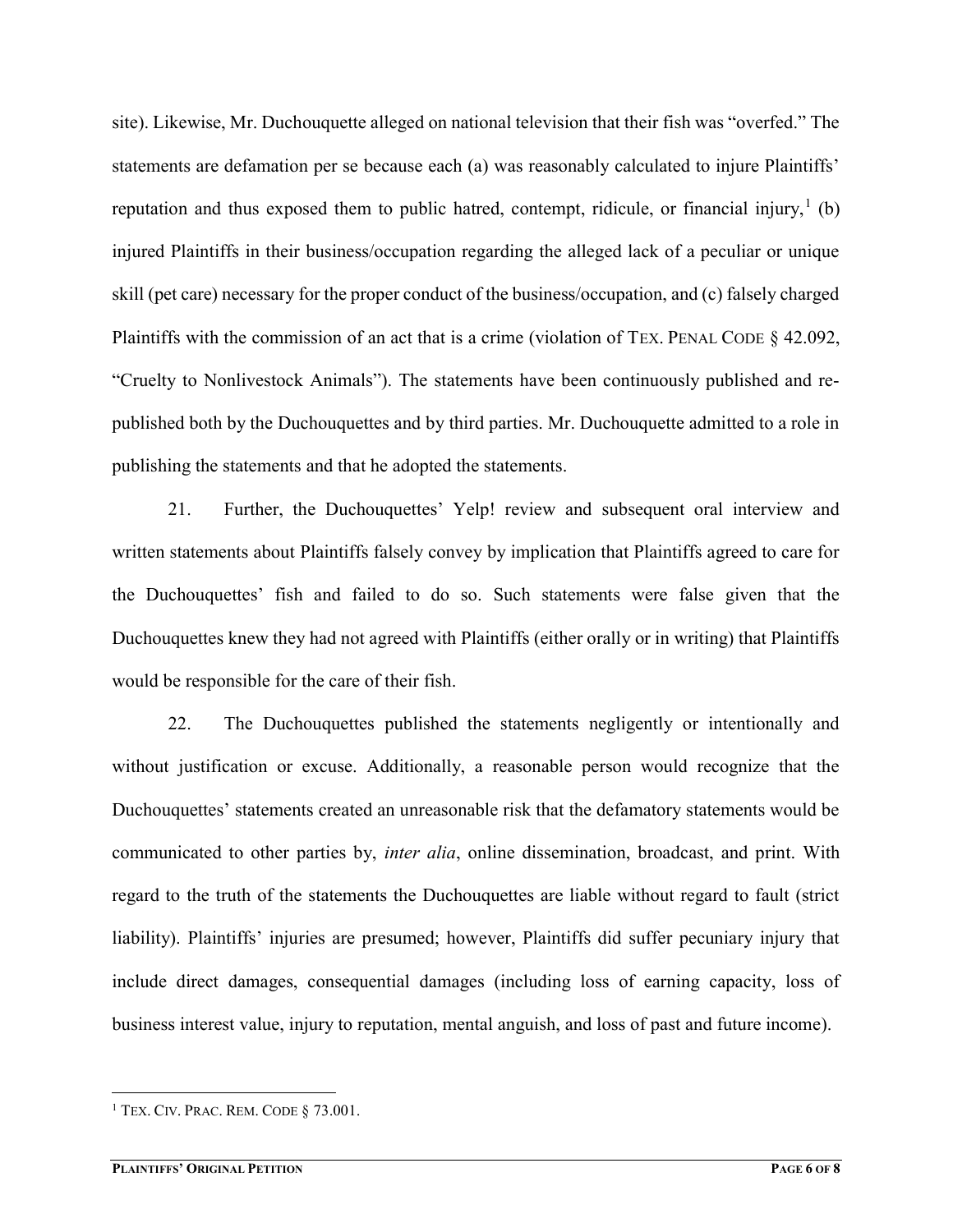site). Likewise, Mr. Duchouquette alleged on national television that their fish was "overfed." The statements are defamation per se because each (a) was reasonably calculated to injure Plaintiffs' reputation and thus exposed them to public hatred, contempt, ridicule, or financial injury,[1] (b) injured Plaintiffs in their business/occupation regarding the alleged lack of a peculiar or unique skill (pet care) necessary for the proper conduct of the business/occupation, and (c) falsely charged Plaintiffs with the commission of an act that is a crime (violation of TEX. PENAL CODE § 42.092, "Cruelty to Nonlivestock Animals"). The statements have been continuously published and re-published both by the Duchouquettes and by third parties. Mr. Duchouquette admitted to a role in publishing the statements and that he adopted the statements.

21. Further, the Duchouquettes' Yelp! review and subsequent oral interview and written statements about Plaintiffs falsely convey by implication that Plaintiffs agreed to care for the Duchouquettes' fish and failed to do so. Such statements were false given that the Duchouquettes knew they had not agreed with Plaintiffs (either orally or in writing) that Plaintiffs would be responsible for the care of their fish.

22. The Duchouquettes published the statements negligently or intentionally and without justification or excuse. Additionally, a reasonable person would recognize that the Duchouquettes' statements created an unreasonable risk that the defamatory statements would be communicated to other parties by, *inter alia*, online dissemination, broadcast, and print. With regard to the truth of the statements the Duchouquettes are liable without regard to fault (strict liability). Plaintiffs' injuries are presumed; however, Plaintiffs did suffer pecuniary injury that include direct damages, consequential damages (including loss of earning capacity, loss of business interest value, injury to reputation, mental anguish, and loss of past and future income).

---

[1] TEX. CIV. PRAC. REM. CODE § 73.001.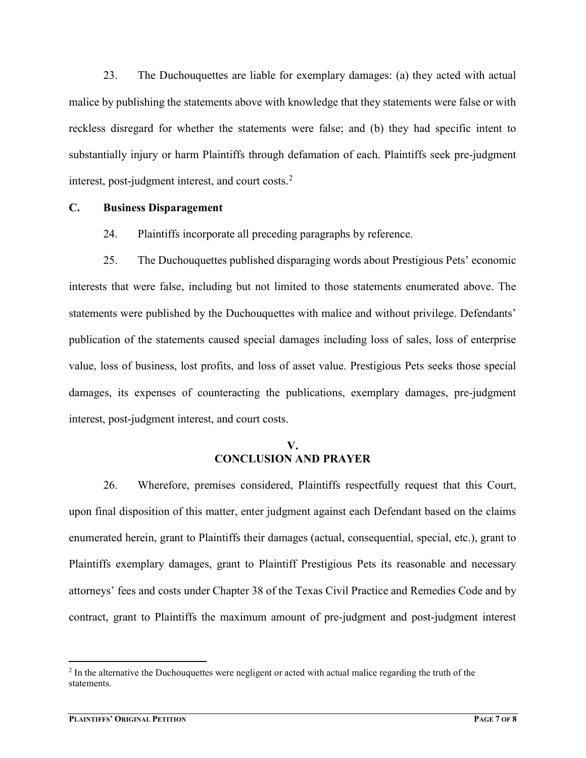23. The Duchouquettes are liable for exemplary damages: (a) they acted with actual malice by publishing the statements above with knowledge that they statements were false or with reckless disregard for whether the statements were false; and (b) they had specific intent to substantially injury or harm Plaintiffs through defamation of each. Plaintiffs seek pre-judgment interest, post-judgment interest, and court costs.[2]

## C. Business Disparagement

24. Plaintiffs incorporate all preceding paragraphs by reference.

25. The Duchouquettes published disparaging words about Prestigious Pets' economic interests that were false, including but not limited to those statements enumerated above. The statements were published by the Duchouquettes with malice and without privilege. Defendants' publication of the statements caused special damages including loss of sales, loss of enterprise value, loss of business, lost profits, and loss of asset value. Prestigious Pets seeks those special damages, its expenses of counteracting the publications, exemplary damages, pre-judgment interest, post-judgment interest, and court costs.

# V. CONCLUSION AND PRAYER

26. Wherefore, premises considered, Plaintiffs respectfully request that this Court, upon final disposition of this matter, enter judgment against each Defendant based on the claims enumerated herein, grant to Plaintiffs their damages (actual, consequential, special, etc.), grant to Plaintiffs exemplary damages, grant to Plaintiff Prestigious Pets its reasonable and necessary attorneys' fees and costs under Chapter 38 of the Texas Civil Practice and Remedies Code and by contract, grant to Plaintiffs the maximum amount of pre-judgment and post-judgment interest

---

[2] In the alternative the Duchouquettes were negligent or acted with actual malice regarding the truth of the statements.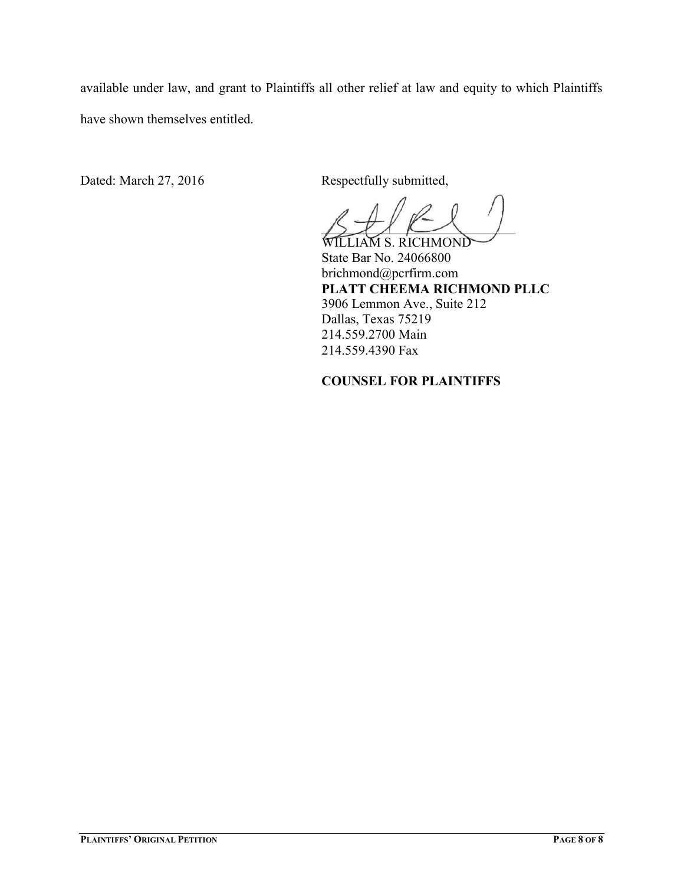available under law, and grant to Plaintiffs all other relief at law and equity to which Plaintiffs have shown themselves entitled.

Dated: March 27, 2016

Respectfully submitted,

WILLIAM S. RICHMOND
State Bar No. 24066800
brichmond@pcrfirm.com
**PLATT CHEEMA RICHMOND PLLC**
3906 Lemmon Ave., Suite 212
Dallas, Texas 75219
214.559.2700 Main
214.559.4390 Fax

**COUNSEL FOR PLAINTIFFS**